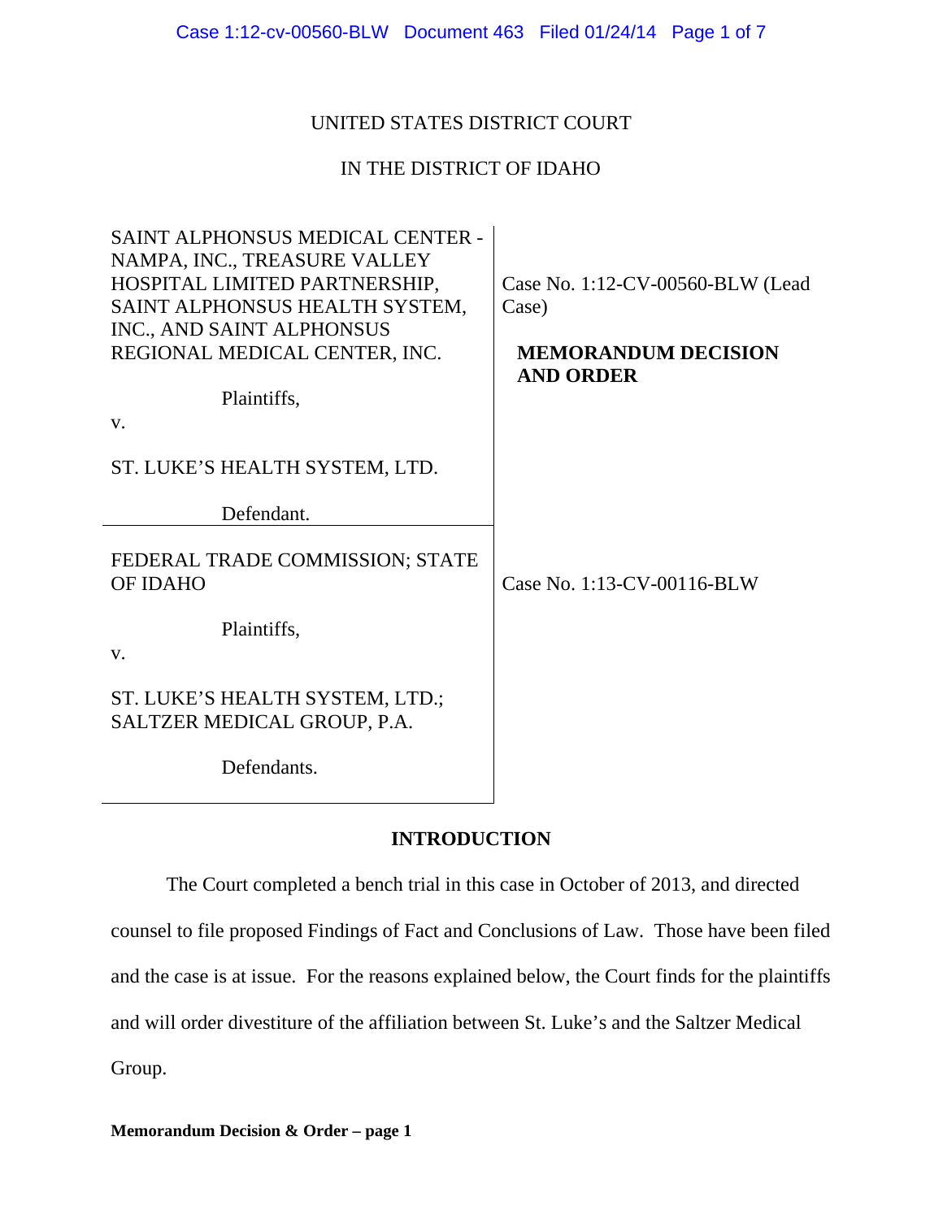UNITED STATES DISTRICT COURT

IN THE DISTRICT OF IDAHO

| | |
|---|---|
| SAINT ALPHONSUS MEDICAL CENTER - NAMPA, INC., TREASURE VALLEY HOSPITAL LIMITED PARTNERSHIP, SAINT ALPHONSUS HEALTH SYSTEM, INC., AND SAINT ALPHONSUS REGIONAL MEDICAL CENTER, INC.<br><br>Plaintiffs,<br><br>v.<br><br>ST. LUKE'S HEALTH SYSTEM, LTD.<br><br>Defendant. | Case No. 1:12-CV-00560-BLW (Lead Case)<br><br>**MEMORANDUM DECISION AND ORDER** |
| FEDERAL TRADE COMMISSION; STATE OF IDAHO<br><br>Plaintiffs,<br><br>v.<br><br>ST. LUKE'S HEALTH SYSTEM, LTD.; SALTZER MEDICAL GROUP, P.A.<br><br>Defendants. | Case No. 1:13-CV-00116-BLW |

## INTRODUCTION

The Court completed a bench trial in this case in October of 2013, and directed counsel to file proposed Findings of Fact and Conclusions of Law. Those have been filed and the case is at issue. For the reasons explained below, the Court finds for the plaintiffs and will order divestiture of the affiliation between St. Luke's and the Saltzer Medical Group.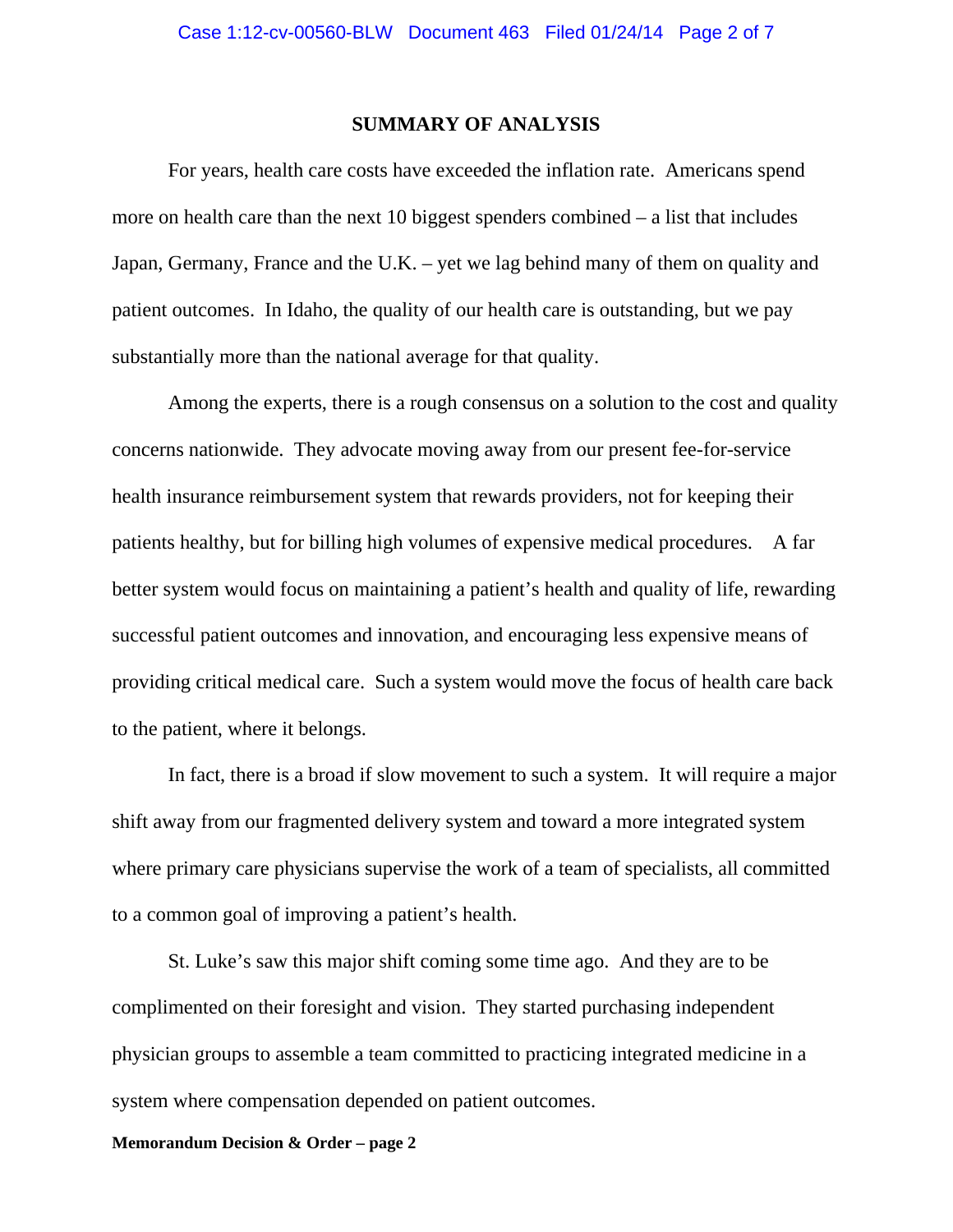## SUMMARY OF ANALYSIS

For years, health care costs have exceeded the inflation rate. Americans spend more on health care than the next 10 biggest spenders combined – a list that includes Japan, Germany, France and the U.K. – yet we lag behind many of them on quality and patient outcomes. In Idaho, the quality of our health care is outstanding, but we pay substantially more than the national average for that quality.

Among the experts, there is a rough consensus on a solution to the cost and quality concerns nationwide. They advocate moving away from our present fee-for-service health insurance reimbursement system that rewards providers, not for keeping their patients healthy, but for billing high volumes of expensive medical procedures. A far better system would focus on maintaining a patient's health and quality of life, rewarding successful patient outcomes and innovation, and encouraging less expensive means of providing critical medical care. Such a system would move the focus of health care back to the patient, where it belongs.

In fact, there is a broad if slow movement to such a system. It will require a major shift away from our fragmented delivery system and toward a more integrated system where primary care physicians supervise the work of a team of specialists, all committed to a common goal of improving a patient's health.

St. Luke's saw this major shift coming some time ago. And they are to be complimented on their foresight and vision. They started purchasing independent physician groups to assemble a team committed to practicing integrated medicine in a system where compensation depended on patient outcomes.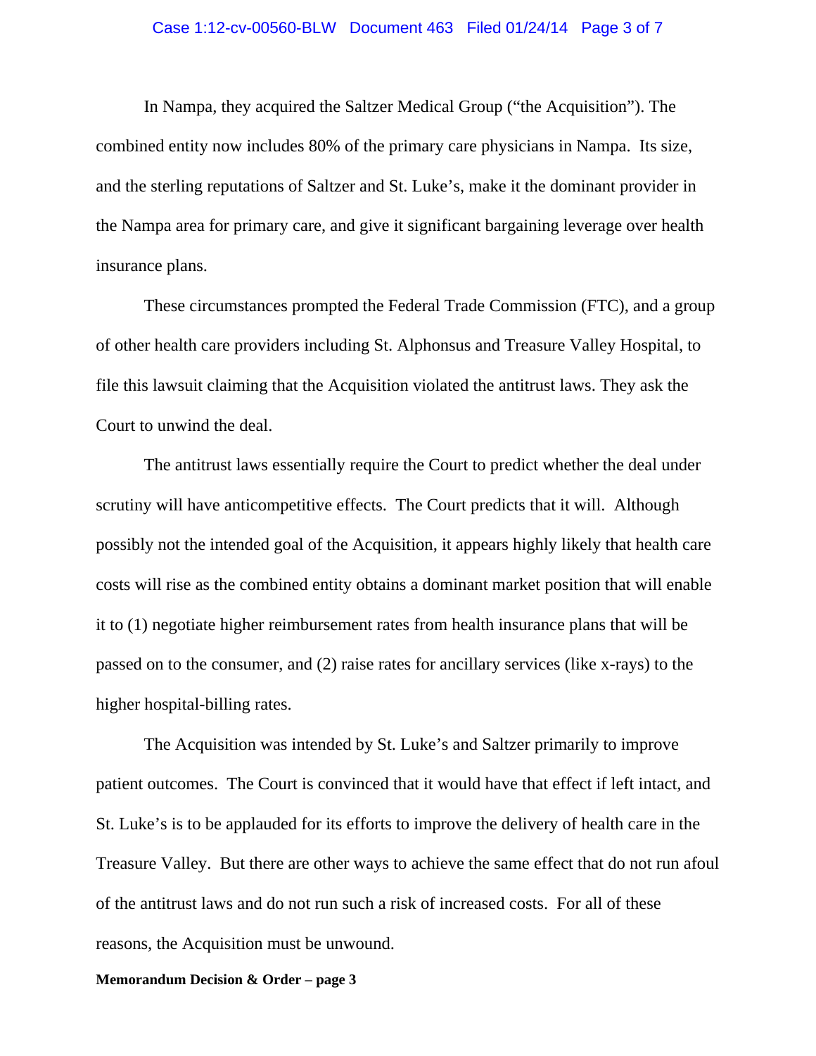In Nampa, they acquired the Saltzer Medical Group ("the Acquisition"). The combined entity now includes 80% of the primary care physicians in Nampa. Its size, and the sterling reputations of Saltzer and St. Luke's, make it the dominant provider in the Nampa area for primary care, and give it significant bargaining leverage over health insurance plans.

These circumstances prompted the Federal Trade Commission (FTC), and a group of other health care providers including St. Alphonsus and Treasure Valley Hospital, to file this lawsuit claiming that the Acquisition violated the antitrust laws. They ask the Court to unwind the deal.

The antitrust laws essentially require the Court to predict whether the deal under scrutiny will have anticompetitive effects. The Court predicts that it will. Although possibly not the intended goal of the Acquisition, it appears highly likely that health care costs will rise as the combined entity obtains a dominant market position that will enable it to (1) negotiate higher reimbursement rates from health insurance plans that will be passed on to the consumer, and (2) raise rates for ancillary services (like x-rays) to the higher hospital-billing rates.

The Acquisition was intended by St. Luke's and Saltzer primarily to improve patient outcomes. The Court is convinced that it would have that effect if left intact, and St. Luke's is to be applauded for its efforts to improve the delivery of health care in the Treasure Valley. But there are other ways to achieve the same effect that do not run afoul of the antitrust laws and do not run such a risk of increased costs. For all of these reasons, the Acquisition must be unwound.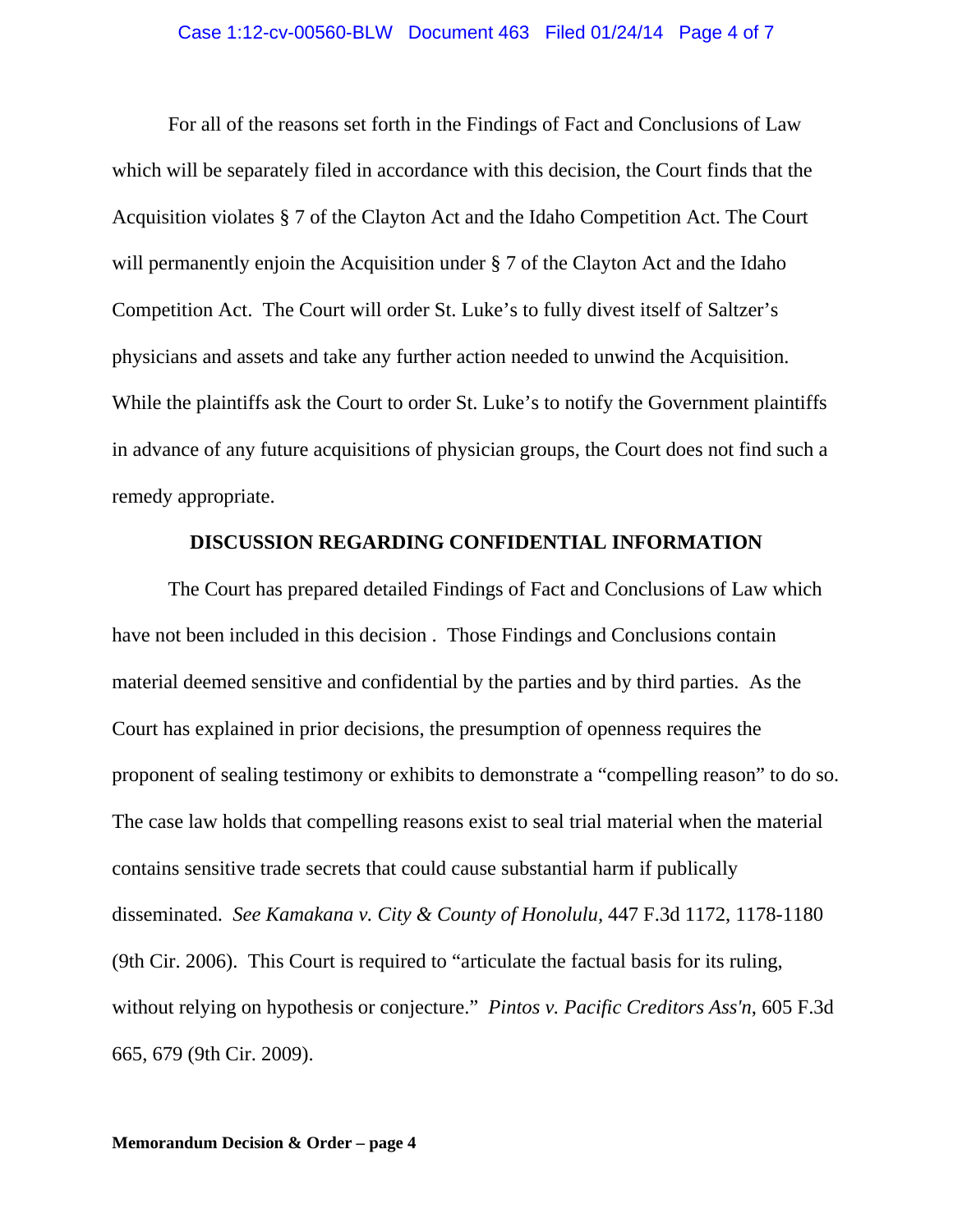For all of the reasons set forth in the Findings of Fact and Conclusions of Law which will be separately filed in accordance with this decision, the Court finds that the Acquisition violates § 7 of the Clayton Act and the Idaho Competition Act. The Court will permanently enjoin the Acquisition under § 7 of the Clayton Act and the Idaho Competition Act. The Court will order St. Luke's to fully divest itself of Saltzer's physicians and assets and take any further action needed to unwind the Acquisition. While the plaintiffs ask the Court to order St. Luke's to notify the Government plaintiffs in advance of any future acquisitions of physician groups, the Court does not find such a remedy appropriate.

**DISCUSSION REGARDING CONFIDENTIAL INFORMATION**

The Court has prepared detailed Findings of Fact and Conclusions of Law which have not been included in this decision . Those Findings and Conclusions contain material deemed sensitive and confidential by the parties and by third parties. As the Court has explained in prior decisions, the presumption of openness requires the proponent of sealing testimony or exhibits to demonstrate a "compelling reason" to do so. The case law holds that compelling reasons exist to seal trial material when the material contains sensitive trade secrets that could cause substantial harm if publically disseminated. *See Kamakana v. City & County of Honolulu*, 447 F.3d 1172, 1178-1180 (9th Cir. 2006). This Court is required to "articulate the factual basis for its ruling, without relying on hypothesis or conjecture." *Pintos v. Pacific Creditors Ass'n*, 605 F.3d 665, 679 (9th Cir. 2009).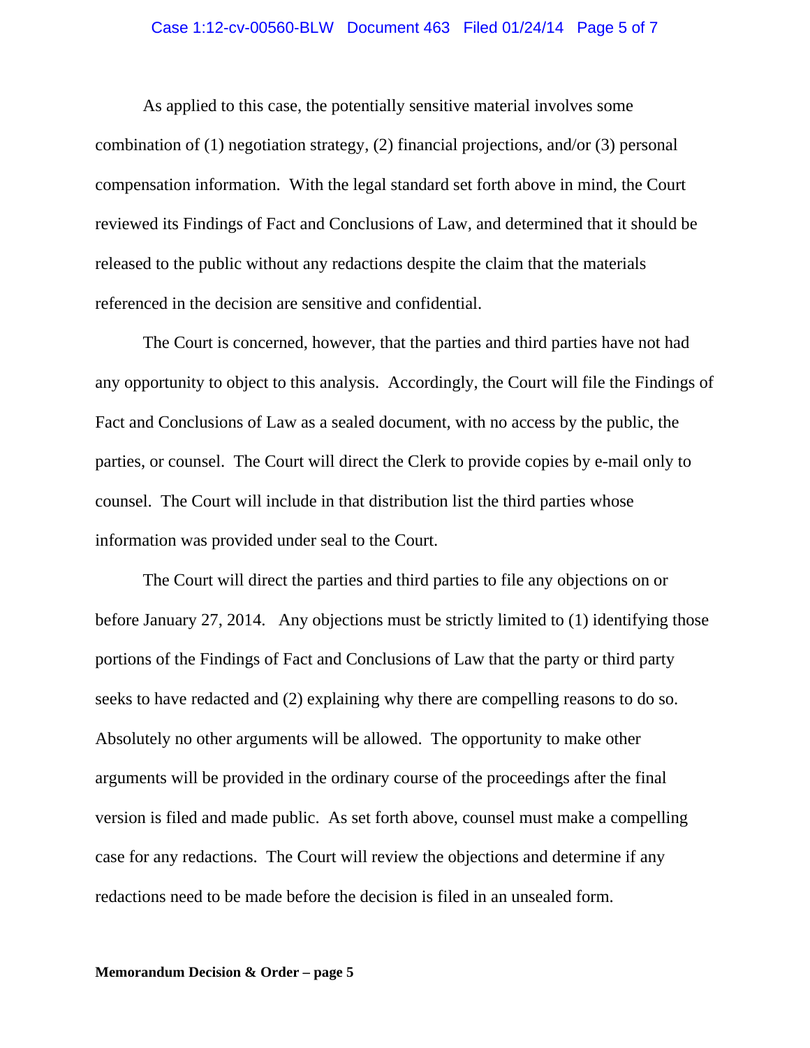As applied to this case, the potentially sensitive material involves some combination of (1) negotiation strategy, (2) financial projections, and/or (3) personal compensation information. With the legal standard set forth above in mind, the Court reviewed its Findings of Fact and Conclusions of Law, and determined that it should be released to the public without any redactions despite the claim that the materials referenced in the decision are sensitive and confidential.

The Court is concerned, however, that the parties and third parties have not had any opportunity to object to this analysis. Accordingly, the Court will file the Findings of Fact and Conclusions of Law as a sealed document, with no access by the public, the parties, or counsel. The Court will direct the Clerk to provide copies by e-mail only to counsel. The Court will include in that distribution list the third parties whose information was provided under seal to the Court.

The Court will direct the parties and third parties to file any objections on or before January 27, 2014. Any objections must be strictly limited to (1) identifying those portions of the Findings of Fact and Conclusions of Law that the party or third party seeks to have redacted and (2) explaining why there are compelling reasons to do so. Absolutely no other arguments will be allowed. The opportunity to make other arguments will be provided in the ordinary course of the proceedings after the final version is filed and made public. As set forth above, counsel must make a compelling case for any redactions. The Court will review the objections and determine if any redactions need to be made before the decision is filed in an unsealed form.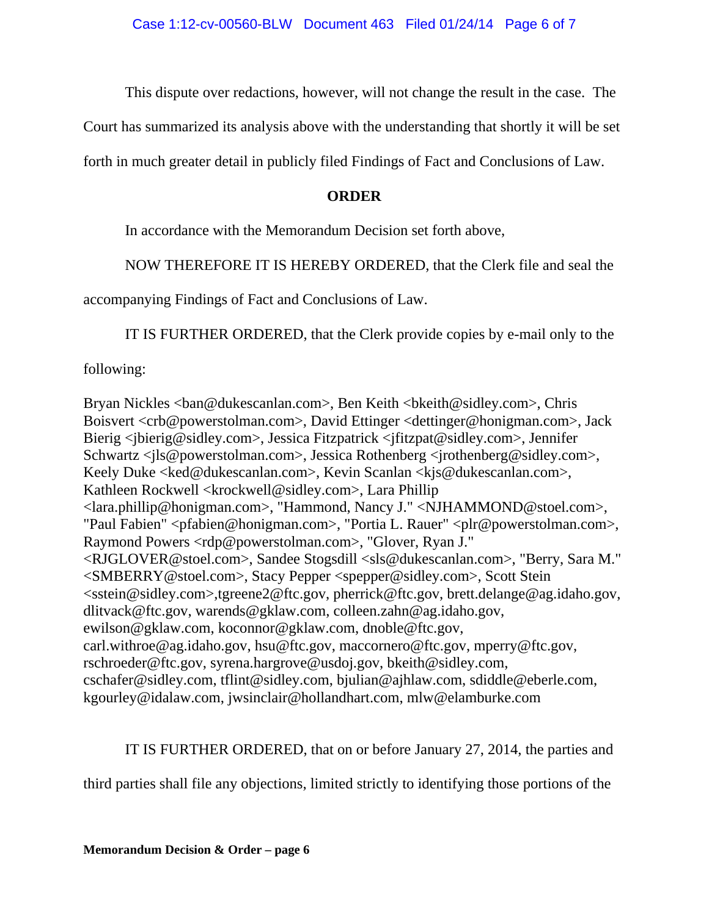This dispute over redactions, however, will not change the result in the case. The Court has summarized its analysis above with the understanding that shortly it will be set forth in much greater detail in publicly filed Findings of Fact and Conclusions of Law.

**ORDER**

In accordance with the Memorandum Decision set forth above,

NOW THEREFORE IT IS HEREBY ORDERED, that the Clerk file and seal the accompanying Findings of Fact and Conclusions of Law.

IT IS FURTHER ORDERED, that the Clerk provide copies by e-mail only to the following:

Bryan Nickles <ban@dukescanlan.com>, Ben Keith <bkeith@sidley.com>, Chris Boisvert <crb@powerstolman.com>, David Ettinger <dettinger@honigman.com>, Jack Bierig <jbierig@sidley.com>, Jessica Fitzpatrick <jfitzpat@sidley.com>, Jennifer Schwartz <jls@powerstolman.com>, Jessica Rothenberg <jrothenberg@sidley.com>, Keely Duke <ked@dukescanlan.com>, Kevin Scanlan <kjs@dukescanlan.com>, Kathleen Rockwell <krockwell@sidley.com>, Lara Phillip <lara.phillip@honigman.com>, "Hammond, Nancy J." <NJHAMMOND@stoel.com>, "Paul Fabien" <pfabien@honigman.com>, "Portia L. Rauer" <plr@powerstolman.com>, Raymond Powers <rdp@powerstolman.com>, "Glover, Ryan J." <RJGLOVER@stoel.com>, Sandee Stogsdill <sls@dukescanlan.com>, "Berry, Sara M." <SMBERRY@stoel.com>, Stacy Pepper <spepper@sidley.com>, Scott Stein <sstein@sidley.com>,tgreene2@ftc.gov, pherrick@ftc.gov, brett.delange@ag.idaho.gov, dlitvack@ftc.gov, warends@gklaw.com, colleen.zahn@ag.idaho.gov, ewilson@gklaw.com, koconnor@gklaw.com, dnoble@ftc.gov, carl.withroe@ag.idaho.gov, hsu@ftc.gov, maccornero@ftc.gov, mperry@ftc.gov, rschroeder@ftc.gov, syrena.hargrove@usdoj.gov, bkeith@sidley.com, cschafer@sidley.com, tflint@sidley.com, bjulian@ajhlaw.com, sdiddle@eberle.com, kgourley@idalaw.com, jwsinclair@hollandhart.com, mlw@elamburke.com

IT IS FURTHER ORDERED, that on or before January 27, 2014, the parties and third parties shall file any objections, limited strictly to identifying those portions of the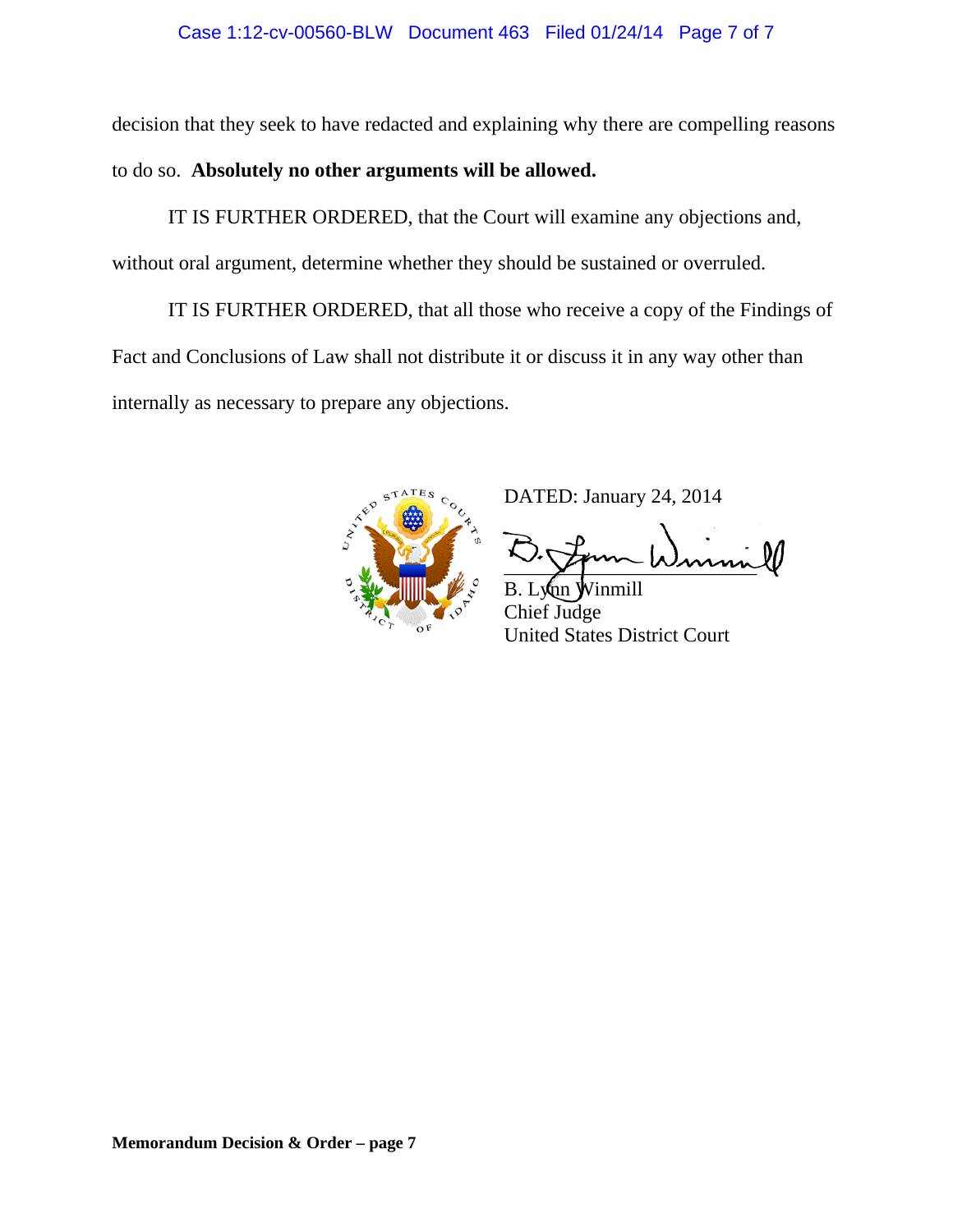decision that they seek to have redacted and explaining why there are compelling reasons to do so. **Absolutely no other arguments will be allowed.**

IT IS FURTHER ORDERED, that the Court will examine any objections and, without oral argument, determine whether they should be sustained or overruled.

IT IS FURTHER ORDERED, that all those who receive a copy of the Findings of Fact and Conclusions of Law shall not distribute it or discuss it in any way other than internally as necessary to prepare any objections.

DATED: January 24, 2014

B. Lynn Winmill
Chief Judge
United States District Court

**Memorandum Decision & Order – page 7**